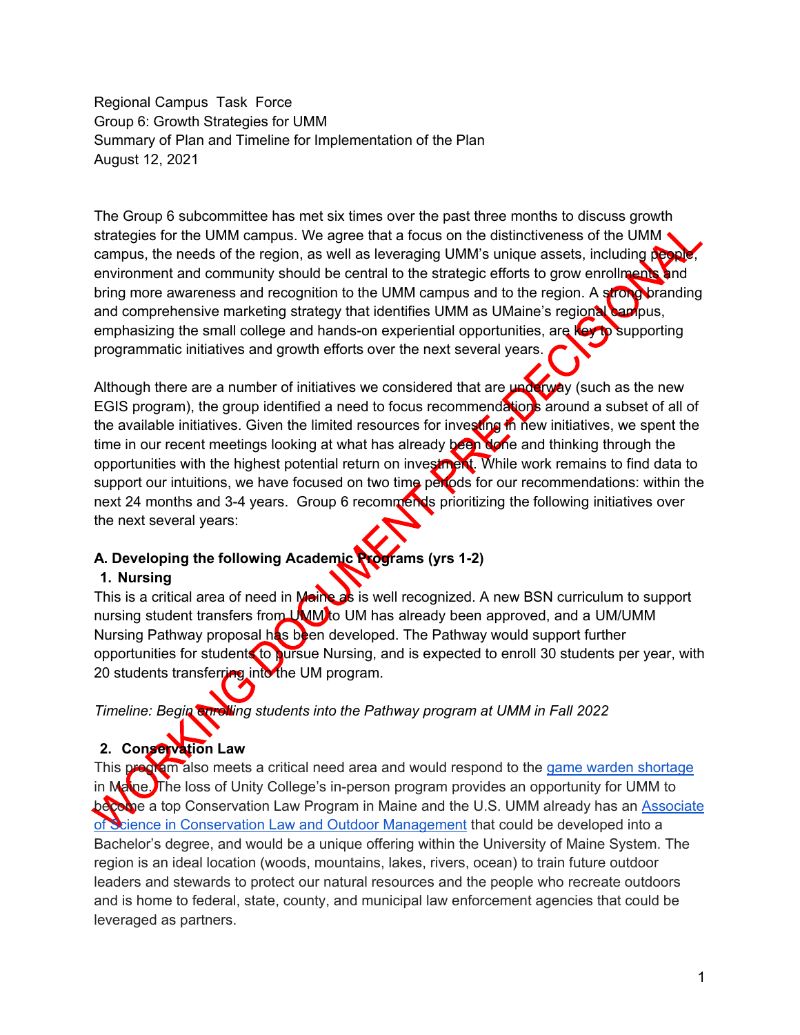Regional Campus Task Force
Group 6: Growth Strategies for UMM
Summary of Plan and Timeline for Implementation of the Plan
August 12, 2021

The Group 6 subcommittee has met six times over the past three months to discuss growth strategies for the UMM campus. We agree that a focus on the distinctiveness of the UMM campus, the needs of the region, as well as leveraging UMM's unique assets, including people, environment and community should be central to the strategic efforts to grow enrollments and bring more awareness and recognition to the UMM campus and to the region. A strong branding and comprehensive marketing strategy that identifies UMM as UMaine's regional campus, emphasizing the small college and hands-on experiential opportunities, are key to supporting programmatic initiatives and growth efforts over the next several years.

Although there are a number of initiatives we considered that are underway (such as the new EGIS program), the group identified a need to focus recommendations around a subset of all of the available initiatives. Given the limited resources for investing in new initiatives, we spent the time in our recent meetings looking at what has already been done and thinking through the opportunities with the highest potential return on investment. While work remains to find data to support our intuitions, we have focused on two time periods for our recommendations: within the next 24 months and 3-4 years. Group 6 recommends prioritizing the following initiatives over the next several years:

**A. Developing the following Academic Programs (yrs 1-2)**

1. **Nursing**

This is a critical area of need in Maine as is well recognized. A new BSN curriculum to support nursing student transfers from UMM to UM has already been approved, and a UM/UMM Nursing Pathway proposal has been developed. The Pathway would support further opportunities for students to pursue Nursing, and is expected to enroll 30 students per year, with 20 students transferring into the UM program.

*Timeline: Begin enrolling students into the Pathway program at UMM in Fall 2022*

2. **Conservation Law**

This program also meets a critical need area and would respond to the game warden shortage in Maine. The loss of Unity College's in-person program provides an opportunity for UMM to become a top Conservation Law Program in Maine and the U.S. UMM already has an Associate of Science in Conservation Law and Outdoor Management that could be developed into a Bachelor's degree, and would be a unique offering within the University of Maine System. The region is an ideal location (woods, mountains, lakes, rivers, ocean) to train future outdoor leaders and stewards to protect our natural resources and the people who recreate outdoors and is home to federal, state, county, and municipal law enforcement agencies that could be leveraged as partners.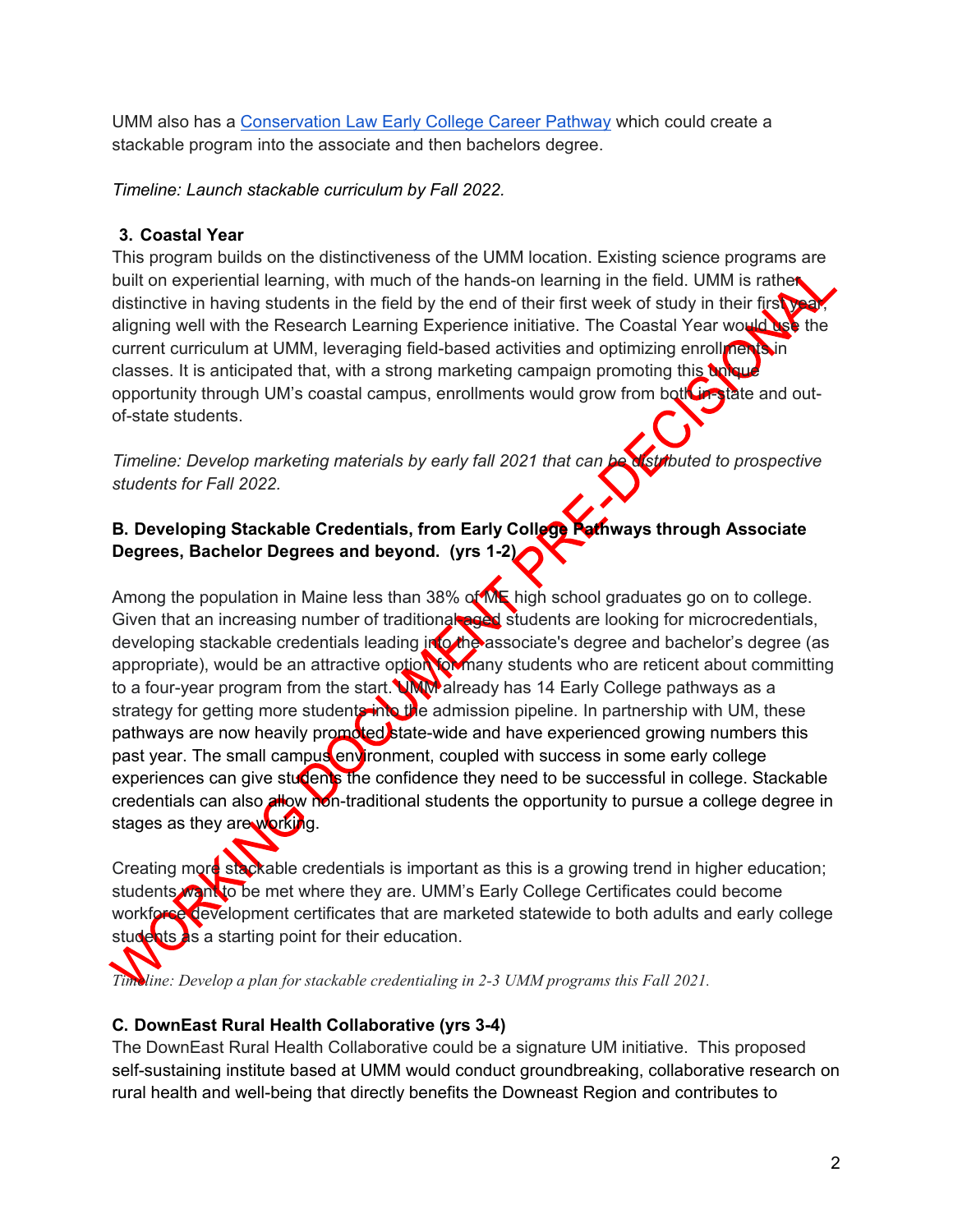UMM also has a [Conservation Law Early College Career Pathway] which could create a stackable program into the associate and then bachelors degree.

*Timeline: Launch stackable curriculum by Fall 2022.*

### 3. Coastal Year

This program builds on the distinctiveness of the UMM location. Existing science programs are built on experiential learning, with much of the hands-on learning in the field. UMM is rather distinctive in having students in the field by the end of their first week of study in their first year, aligning well with the Research Learning Experience initiative. The Coastal Year would use the current curriculum at UMM, leveraging field-based activities and optimizing enrollments in classes. It is anticipated that, with a strong marketing campaign promoting this unique opportunity through UM's coastal campus, enrollments would grow from both in-state and out-of-state students.

*Timeline: Develop marketing materials by early fall 2021 that can be distributed to prospective students for Fall 2022.*

### B. Developing Stackable Credentials, from Early College Pathways through Associate Degrees, Bachelor Degrees and beyond. (yrs 1-2)

Among the population in Maine less than 38% of ME high school graduates go on to college. Given that an increasing number of traditional-aged students are looking for microcredentials, developing stackable credentials leading into the associate's degree and bachelor's degree (as appropriate), would be an attractive option for many students who are reticent about committing to a four-year program from the start. UMM already has 14 Early College pathways as a strategy for getting more students into the admission pipeline. In partnership with UM, these pathways are now heavily promoted state-wide and have experienced growing numbers this past year. The small campus environment, coupled with success in some early college experiences can give students the confidence they need to be successful in college. Stackable credentials can also allow non-traditional students the opportunity to pursue a college degree in stages as they are working.

Creating more stackable credentials is important as this is a growing trend in higher education; students want to be met where they are. UMM's Early College Certificates could become workforce development certificates that are marketed statewide to both adults and early college students as a starting point for their education.

*Timeline: Develop a plan for stackable credentialing in 2-3 UMM programs this Fall 2021.*

### C. DownEast Rural Health Collaborative (yrs 3-4)

The DownEast Rural Health Collaborative could be a signature UM initiative. This proposed self-sustaining institute based at UMM would conduct groundbreaking, collaborative research on rural health and well-being that directly benefits the Downeast Region and contributes to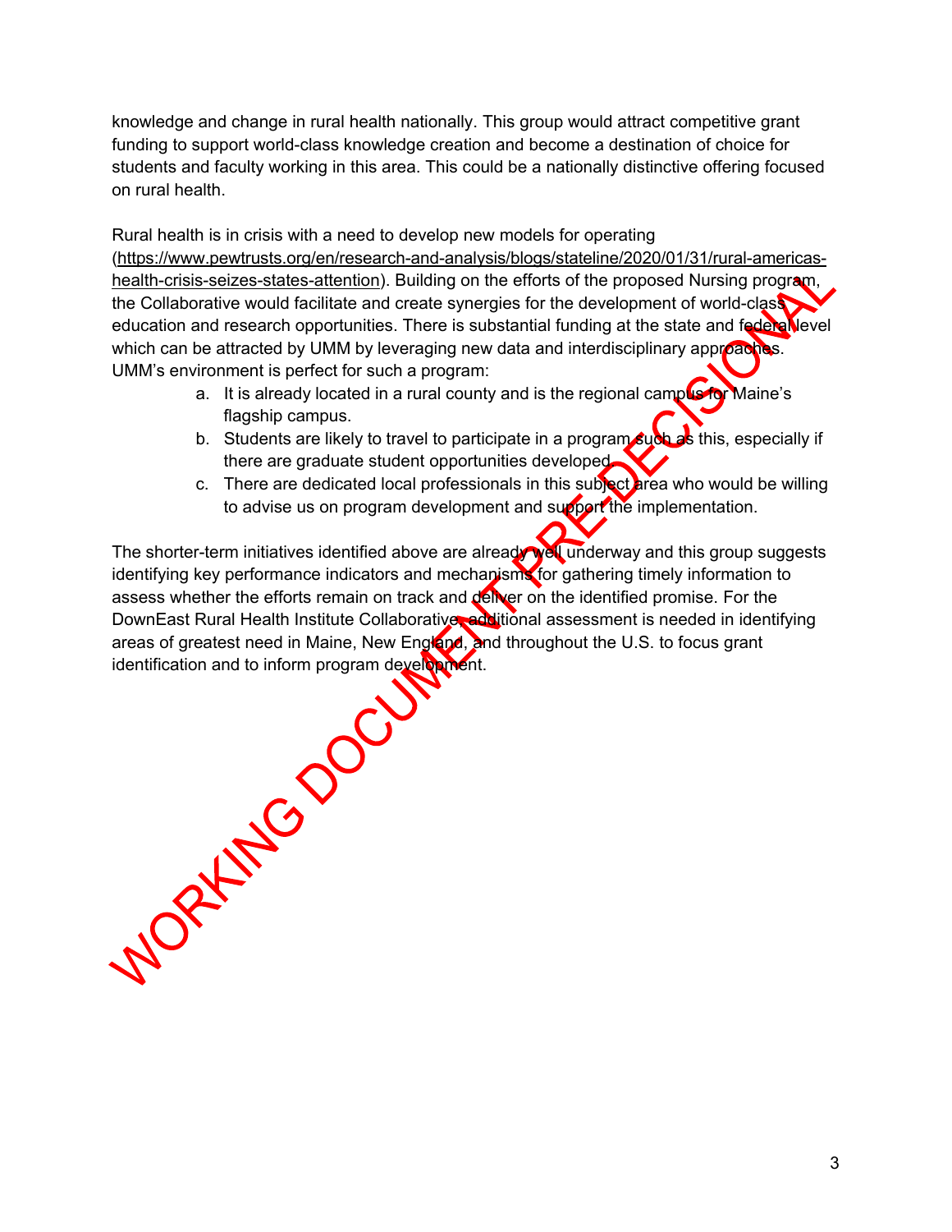knowledge and change in rural health nationally. This group would attract competitive grant funding to support world-class knowledge creation and become a destination of choice for students and faculty working in this area. This could be a nationally distinctive offering focused on rural health.

Rural health is in crisis with a need to develop new models for operating (https://www.pewtrusts.org/en/research-and-analysis/blogs/stateline/2020/01/31/rural-americas-health-crisis-seizes-states-attention). Building on the efforts of the proposed Nursing program, the Collaborative would facilitate and create synergies for the development of world-class education and research opportunities. There is substantial funding at the state and federal level which can be attracted by UMM by leveraging new data and interdisciplinary approaches. UMM's environment is perfect for such a program:

a. It is already located in a rural county and is the regional campus for Maine's flagship campus.
b. Students are likely to travel to participate in a program such as this, especially if there are graduate student opportunities developed.
c. There are dedicated local professionals in this subject area who would be willing to advise us on program development and support the implementation.

The shorter-term initiatives identified above are already well underway and this group suggests identifying key performance indicators and mechanisms for gathering timely information to assess whether the efforts remain on track and deliver on the identified promise. For the DownEast Rural Health Institute Collaborative, additional assessment is needed in identifying areas of greatest need in Maine, New England, and throughout the U.S. to focus grant identification and to inform program development.

WORKING DOCUMENT PRE-DECISIONAL